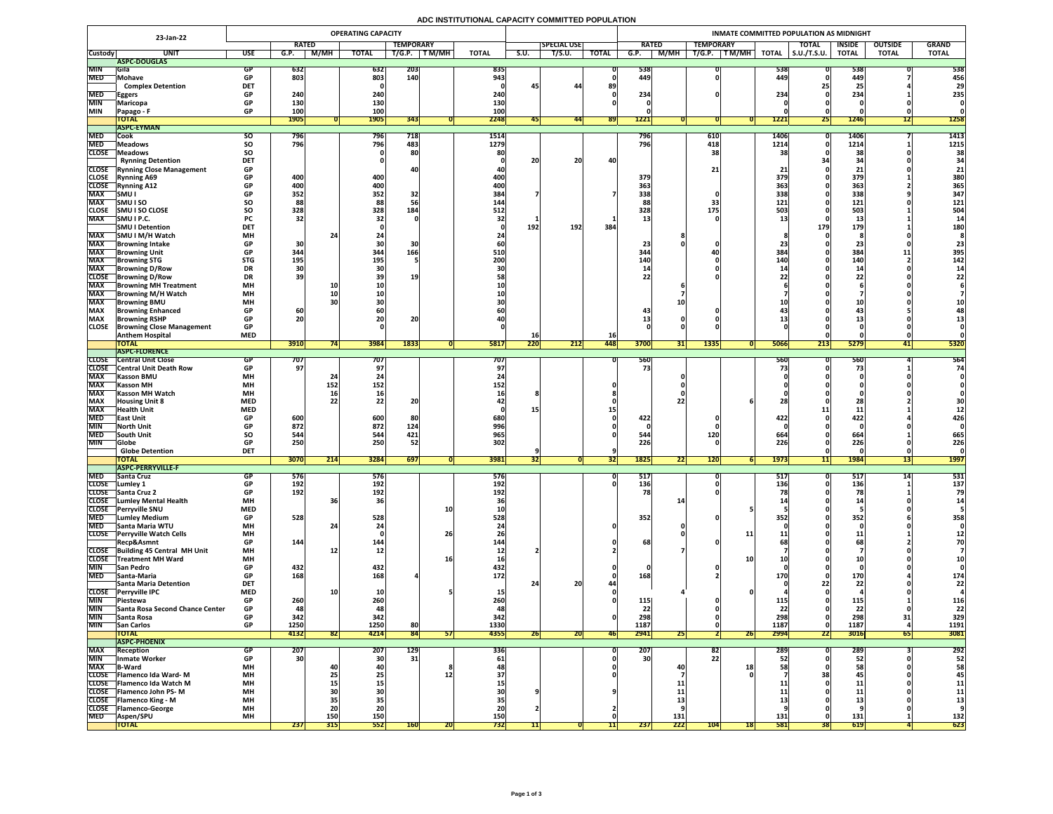# ADC INSTITUTIONAL CAPACITY COMMITTED POPULATION

| 23-Jan-22 | | | OPERATING CAPACITY | | | | | | | | | INMATE COMMITTED POPULATION AS MIDNIGHT | | | | | | | | |
|---|---|---|---|---|---|---|---|---|---|---|---|---|---|---|---|---|---|---|---|---|
| | | | RATED | | | TEMPORARY | | | SPECIAL USE | | | RATED | | TEMPORARY | | | TOTAL | INSIDE | OUTSIDE | GRAND |
| Custody | UNIT | USE | G.P. | M/MH | TOTAL | T/G.P. | T M/MH | TOTAL | S.U. | T/S.U. | TOTAL | G.P. | M/MH | T/G.P. | T M/MH | TOTAL | S.U./T.S.U. | TOTAL | TOTAL | TOTAL |
| | **ASPC-DOUGLAS** | | | | | | | | | | | | | | | | | | | |
| MIN | Gila | GP | 632 | | 632 | 203 | | 835 | | | 0 | 538 | | 0 | | 538 | 0 | 538 | 0 | 538 |
| MED | Mohave | GP | 803 | | 803 | 140 | | 943 | | | 0 | 449 | | 0 | | 449 | 0 | 449 | 7 | 456 |
| | Complex Detention | DET | | | 0 | | | 0 | 45 | 44 | 89 | | | | | | 25 | 25 | 4 | 29 |
| MED | Eggers | GP | 240 | | 240 | | | 240 | | | 0 | 234 | | 0 | | 234 | 0 | 234 | 1 | 235 |
| MIN | Maricopa | GP | 130 | | 130 | | | 130 | | | 0 | 0 | | | | 0 | 0 | 0 | 0 | 0 |
| MIN | Papago - F | GP | 100 | | 100 | | | 100 | | | | 0 | | | | 0 | 0 | 0 | 0 | 0 |
| | **TOTAL** | | 1905 | 0 | 1905 | 343 | 0 | 2248 | 45 | 44 | 89 | 1221 | 0 | 0 | 0 | 1221 | 25 | 1246 | 12 | 1258 |
| | **ASPC-EYMAN** | | | | | | | | | | | | | | | | | | | |
| MED | Cook | SO | 796 | | 796 | 718 | | 1514 | | | | 796 | | 610 | | 1406 | 0 | 1406 | 7 | 1413 |
| MED | Meadows | SO | 796 | | 796 | 483 | | 1279 | | | | 796 | | 418 | | 1214 | 0 | 1214 | 1 | 1215 |
| CLOSE | Meadows | SO | | | 0 | 80 | | 80 | | | | | | 38 | | 38 | 0 | 38 | 0 | 38 |
| | Rynning Detention | DET | | | 0 | | | 0 | 20 | 20 | 40 | | | | | | 34 | 34 | 0 | 34 |
| CLOSE | Rynning Close Management | GP | | | | 40 | | 40 | | | | | | 21 | | 21 | 0 | 21 | 0 | 21 |
| CLOSE | Rynning A69 | GP | 400 | | 400 | | | 400 | | | | 379 | | | | 379 | 0 | 379 | 1 | 380 |
| CLOSE | Rynning A12 | GP | 400 | | 400 | | | 400 | | | | 363 | | | | 363 | 0 | 363 | 2 | 365 |
| MAX | SMU I | GP | 352 | | 352 | 32 | | 384 | 7 | | 7 | 338 | | 0 | | 338 | 0 | 338 | 9 | 347 |
| MAX | SMU I SO | SO | 88 | | 88 | 56 | | 144 | | | | 88 | | 33 | | 121 | 0 | 121 | 0 | 121 |
| CLOSE | SMU I SO CLOSE | SO | 328 | | 328 | 184 | | 512 | | | | 328 | | 175 | | 503 | 0 | 503 | 1 | 504 |
| MAX | SMU I P.C. | PC | 32 | | 32 | 0 | | 32 | 1 | | 1 | 13 | | 0 | | 13 | 0 | 13 | 1 | 14 |
| | SMU I Detention | DET | | | 0 | | | 0 | 192 | 192 | 384 | | | | | | 179 | 179 | 1 | 180 |
| MAX | SMU I M/H Watch | MH | | 24 | 24 | | | 24 | | | | | 8 | | | 8 | 0 | 8 | 0 | 8 |
| MAX | Browning Intake | GP | 30 | | 30 | 30 | | 60 | | | | 23 | 0 | 0 | | 23 | 0 | 23 | 0 | 23 |
| MAX | Browning Unit | GP | 344 | | 344 | 166 | | 510 | | | | 344 | | 40 | | 384 | 0 | 384 | 11 | 395 |
| MAX | Browning STG | STG | 195 | | 195 | 5 | | 200 | | | | 140 | | 0 | | 140 | 0 | 140 | 2 | 142 |
| MAX | Browning D/Row | DR | 30 | | 30 | | | 30 | | | | 14 | | 0 | | 14 | 0 | 14 | 0 | 14 |
| CLOSE | Browning D/Row | DR | 39 | | 39 | 19 | | 58 | | | | 22 | | 0 | | 22 | 0 | 22 | 0 | 22 |
| MAX | Browning MH Treatment | MH | | 10 | 10 | | | 10 | | | | | 6 | | | 6 | 0 | 6 | 0 | 6 |
| MAX | Browning M/H Watch | MH | | 10 | 10 | | | 10 | | | | | 7 | | | 7 | 0 | 7 | 0 | 7 |
| MAX | Browning BMU | MH | | 30 | 30 | | | 30 | | | | | 10 | | | 10 | 0 | 10 | 0 | 10 |
| MAX | Browning Enhanced | GP | 60 | | 60 | | | 60 | | | | 43 | | 0 | | 43 | 0 | 43 | 5 | 48 |
| MAX | Browning RSHP | GP | 20 | | 20 | 20 | | 40 | | | | 13 | 0 | 0 | | 13 | 0 | 13 | 0 | 13 |
| CLOSE | Browning Close Management | GP | | | 0 | | | 0 | | | | 0 | 0 | 0 | | 0 | 0 | 0 | 0 | 0 |
| | Anthem Hospital | MED | | | | | | | 16 | | 16 | | | | | | 0 | 0 | 0 | 0 |
| | **TOTAL** | | 3910 | 74 | 3984 | 1833 | 0 | 5817 | 220 | 212 | 448 | 3700 | 31 | 1335 | 0 | 5066 | 213 | 5279 | 41 | 5320 |
| | **ASPC-FLORENCE** | | | | | | | | | | | | | | | | | | | |
| CLOSE | Central Unit Close | GP | 707 | | 707 | | | 707 | | | 0 | 560 | | | | 560 | 0 | 560 | 4 | 564 |
| CLOSE | Central Unit Death Row | GP | 97 | | 97 | | | 97 | | | | 73 | | | | 73 | 0 | 73 | 1 | 74 |
| MAX | Kasson BMU | MH | | 24 | 24 | | | 24 | | | | | 0 | | | 0 | 0 | 0 | 0 | 0 |
| MAX | Kasson MH | MH | | 152 | 152 | | | 152 | | | 0 | | 0 | | | 0 | 0 | 0 | 0 | 0 |
| MAX | Kasson MH Watch | MH | | 16 | 16 | | | 16 | 8 | | 8 | | 0 | | | 0 | 0 | 0 | 0 | 0 |
| MAX | Housing Unit 8 | MED | | 22 | 22 | 20 | | 42 | | | 0 | | 22 | | 6 | 28 | 0 | 28 | 2 | 30 |
| MAX | Health Unit | MED | | | | | | 0 | 15 | | 15 | | | | | | 11 | 11 | 1 | 12 |
| MED | East Unit | GP | 600 | | 600 | 80 | | 680 | | | 0 | 422 | | 0 | | 422 | 0 | 422 | 4 | 426 |
| MIN | North Unit | GP | 872 | | 872 | 124 | | 996 | | | 0 | 0 | | 0 | | 0 | 0 | 0 | 0 | 0 |
| MED | South Unit | SO | 544 | | 544 | 421 | | 965 | | | 0 | 544 | | 120 | | 664 | 0 | 664 | 1 | 665 |
| MIN | Globe | GP | 250 | | 250 | 52 | | 302 | | | | 226 | | 0 | | 226 | 0 | 226 | 0 | 226 |
| | Globe Detention | DET | | | | | | | 9 | | 9 | | | | | | 0 | 0 | 0 | 0 |
| | **TOTAL** | | 3070 | 214 | 3284 | 697 | 0 | 3981 | 32 | 0 | 32 | 1825 | 22 | 120 | 6 | 1973 | 11 | 1984 | 13 | 1997 |
| | **ASPC-PERRYVILLE-F** | | | | | | | | | | | | | | | | | | | |
| MED | Santa Cruz | GP | 576 | | 576 | | | 576 | | | 0 | 517 | | 0 | | 517 | 0 | 517 | 14 | 531 |
| CLOSE | Lumley 1 | GP | 192 | | 192 | | | 192 | | | 0 | 136 | | 0 | | 136 | 0 | 136 | 1 | 137 |
| CLOSE | Santa Cruz 2 | GP | 192 | | 192 | | | 192 | | | | 78 | | 0 | | 78 | 0 | 78 | 1 | 79 |
| CLOSE | Lumley Mental Health | MH | | 36 | 36 | | | 36 | | | | | 14 | | | 14 | 0 | 14 | 0 | 14 |
| CLOSE | Perryville SNU | MED | | | | | 10 | 10 | | | | | | | 5 | 5 | 0 | 5 | 0 | 5 |
| MED | Lumley Medium | GP | 528 | | 528 | | | 528 | | | | 352 | | 0 | | 352 | 0 | 352 | 6 | 358 |
| MED | Santa Maria WTU | MH | | 24 | 24 | | | 24 | | | 0 | | 0 | | | 0 | 0 | 0 | 0 | 0 |
| CLOSE | Perryville Watch Cells | MH | | | 0 | | 26 | 26 | | | | | 0 | | 11 | 11 | 0 | 11 | 1 | 12 |
| | Recp&Asmnt | GP | 144 | | 144 | | | 144 | | | 0 | 68 | | 0 | | 68 | 0 | 68 | 2 | 70 |
| CLOSE | Building 45 Central MH Unit | MH | | 12 | 12 | | | 12 | 2 | | 2 | | 7 | | | 7 | 0 | 7 | 0 | 7 |
| CLOSE | Treatment MH Ward | MH | | | | | 16 | 16 | | | | | | | 10 | 10 | 0 | 10 | 0 | 10 |
| MIN | San Pedro | GP | 432 | | 432 | | | 432 | | | 0 | 0 | | 0 | | 0 | 0 | 0 | 0 | 0 |
| MED | Santa-Maria | GP | 168 | | 168 | 4 | | 172 | | | 0 | 168 | | 2 | | 170 | 0 | 170 | 4 | 174 |
| | Santa Maria Detention | DET | | | | | | | 24 | 20 | 44 | | | | | 0 | 22 | 22 | 0 | 22 |
| CLOSE | Perryville IPC | MED | | 10 | 10 | | 5 | 15 | | | 0 | | 4 | | 0 | 4 | 0 | 4 | 0 | 4 |
| MIN | Piestewa | GP | 260 | | 260 | | | 260 | | | 0 | 115 | | 0 | | 115 | 0 | 115 | 1 | 116 |
| MIN | Santa Rosa Second Chance Center | GP | 48 | | 48 | | | 48 | | | | 22 | | 0 | | 22 | 0 | 22 | 0 | 22 |
| MIN | Santa Rosa | GP | 342 | | 342 | | | 342 | | | 0 | 298 | | 0 | | 298 | 0 | 298 | 31 | 329 |
| MIN | San Carlos | GP | 1250 | | 1250 | 80 | | 1330 | | | | 1187 | | 0 | | 1187 | 0 | 1187 | 4 | 1191 |
| | **TOTAL** | | 4132 | 82 | 4214 | 84 | 57 | 4355 | 26 | 20 | 46 | 2941 | 25 | 2 | 26 | 2994 | 22 | 3016 | 65 | 3081 |
| | **ASPC-PHOENIX** | | | | | | | | | | | | | | | | | | | |
| MAX | Reception | GP | 207 | | 207 | 129 | | 336 | | | 0 | 207 | | 82 | | 289 | 0 | 289 | 3 | 292 |
| MIN | Inmate Worker | GP | 30 | | 30 | 31 | | 61 | | | 0 | 30 | | 22 | | 52 | 0 | 52 | 0 | 52 |
| MAX | B-Ward | MH | | 40 | 40 | | 8 | 48 | | | 0 | | 40 | | 18 | 58 | 0 | 58 | 0 | 58 |
| CLOSE | Flamenco Ida Ward- M | MH | | 25 | 25 | | 12 | 37 | | | 0 | | 7 | | 0 | 7 | 38 | 45 | 0 | 45 |
| CLOSE | Flamenco Ida Watch M | MH | | 15 | 15 | | | 15 | | | | | 11 | | | 11 | 0 | 11 | 0 | 11 |
| CLOSE | Flamenco John PS- M | MH | | 30 | 30 | | | 30 | 9 | | 9 | | 11 | | | 11 | 0 | 11 | 0 | 11 |
| CLOSE | Flamenco King - M | MH | | 35 | 35 | | | 35 | | | | | 13 | | | 13 | 0 | 13 | 0 | 13 |
| CLOSE | Flamenco-George | MH | | 20 | 20 | | | 20 | 2 | | 2 | | 9 | | | 9 | 0 | 9 | 0 | 9 |
| MED | Aspen/SPU | MH | | 150 | 150 | | | 150 | | | 0 | | 131 | | | 131 | 0 | 131 | 1 | 132 |
| | **TOTAL** | | 237 | 315 | 552 | 160 | 20 | 732 | 11 | 0 | 11 | 237 | 222 | 104 | 18 | 581 | 38 | 619 | 4 | 623 |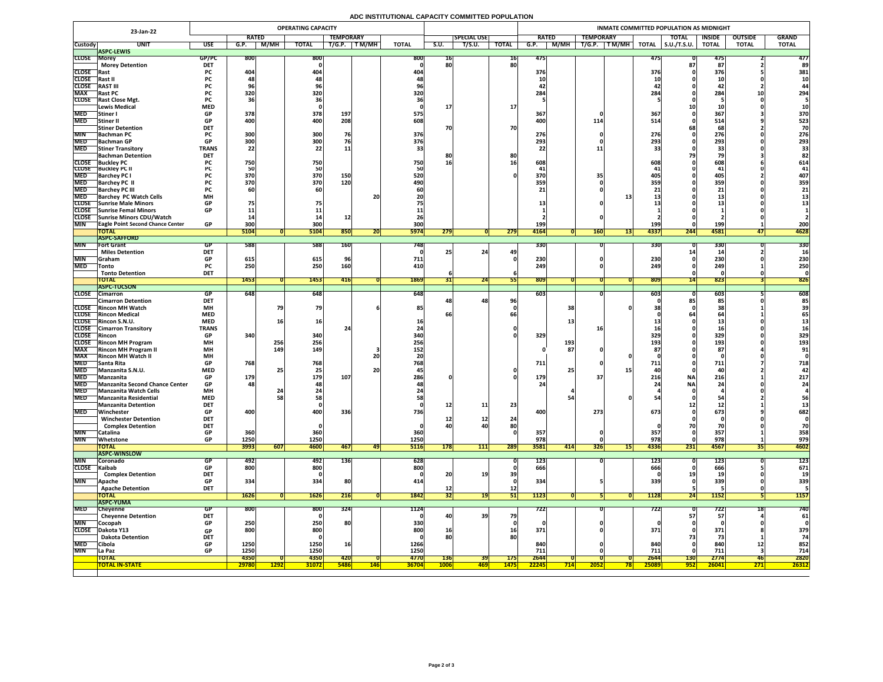# ADC INSTITUTIONAL CAPACITY COMMITTED POPULATION

| 23-Jan-22 | | | OPERATING CAPACITY | | | | | | | | | | INMATE COMMITTED POPULATION AS MIDNIGHT | | | | | | | | | |
|---|---|---|---|---|---|---|---|---|---|---|---|---|---|---|---|---|---|---|---|---|---|---|
| | | | RATED | | | TEMPORARY | | | | SPECIAL USE | | | RATED | | TEMPORARY | | | TOTAL | INSIDE | OUTSIDE | GRAND |
| Custody | UNIT | USE | G.P. | M/MH | TOTAL | T/G.P. | T M/MH | TOTAL | S.U. | T/S.U. | TOTAL | G.P. | M/MH | T/G.P. | T M/MH | TOTAL | S.U./T.S.U. | TOTAL | TOTAL | TOTAL |
| | **ASPC-LEWIS** | | | | | | | | | | | | | | | | | | | |
| CLOSE | Morey | GP/PC | 800 | | 800 | | | 800 | 16 | | 16 | 475 | | | | 475 | 0 | 475 | 2 | 477 |
| | Morey Detention | DET | | | 0 | | | 0 | 80 | | 80 | | | | | | 87 | 87 | 2 | 89 |
| CLOSE | Rast | PC | 404 | | 404 | | | 404 | | | | 376 | | | | 376 | 0 | 376 | 5 | 381 |
| CLOSE | Rast II | PC | 48 | | 48 | | | 48 | | | | 10 | | | | 10 | 0 | 10 | 0 | 10 |
| CLOSE | RAST III | PC | 96 | | 96 | | | 96 | | | | 42 | | | | 42 | 0 | 42 | 2 | 44 |
| MAX | Rast PC | PC | 320 | | 320 | | | 320 | | | | 284 | | | | 284 | 0 | 284 | 10 | 294 |
| CLOSE | Rast Close Mgt. | PC | 36 | | 36 | | | 36 | | | | 5 | | | | 5 | 0 | 5 | 0 | 5 |
| | Lewis Medical | MED | | | 0 | | | 0 | 17 | | 17 | | | | | | 10 | 10 | 0 | 10 |
| MED | Stiner I | GP | 378 | | 378 | 197 | | 575 | | | | 367 | | 0 | | 367 | 0 | 367 | 3 | 370 |
| MED | Stiner II | GP | 400 | | 400 | 208 | | 608 | | | | 400 | | 114 | | 514 | 0 | 514 | 9 | 523 |
| | Stiner Detention | DET | | | | | | | 70 | | 70 | | | | | | 68 | 68 | 2 | 70 |
| MIN | Bachman PC | PC | 300 | | 300 | 76 | | 376 | | | | 276 | | 0 | | 276 | 0 | 276 | 0 | 276 |
| MED | Bachman GP | GP | 300 | | 300 | 76 | | 376 | | | | 293 | | 0 | | 293 | 0 | 293 | 0 | 293 |
| MED | Stiner Transitory | TRANS | 22 | | 22 | 11 | | 33 | | | | 22 | | 11 | | 33 | 0 | 33 | 0 | 33 |
| | Bachman Detention | DET | | | | | | | 80 | | 80 | | | | | | 79 | 79 | 3 | 82 |
| CLOSE | Buckley PC | PC | 750 | | 750 | | | 750 | 16 | | 16 | 608 | | | | 608 | 0 | 608 | 6 | 614 |
| CLOSE | Buckley PC II | PC | 50 | | 50 | | | 50 | | | | 41 | | | | 41 | 0 | 41 | 0 | 41 |
| MED | Barchey PC I | PC | 370 | | 370 | 150 | | 520 | | | 0 | 370 | | 35 | | 405 | 0 | 405 | 2 | 407 |
| MED | Barchey PC II | PC | 370 | | 370 | 120 | | 490 | | | | 359 | | 0 | | 359 | 0 | 359 | 0 | 359 |
| MED | Barchey PC III | PC | 60 | | 60 | | | 60 | | | | 21 | | 0 | | 21 | 0 | 21 | 0 | 21 |
| MED | Barchey PC Watch Cells | MH | | | | | 20 | 20 | | | | | | | 13 | 13 | 0 | 13 | 0 | 13 |
| CLOSE | Sunrise Male Minors | GP | 75 | | 75 | | | 75 | | | | 13 | | 0 | | 13 | 0 | 13 | 0 | 13 |
| CLOSE | Sunrise Femal Minors | GP | 11 | | 11 | | | 11 | | | | 1 | | | | 1 | 0 | 1 | 0 | 1 |
| CLOSE | Sunrise Minors CDU/Watch | | 14 | | 14 | 12 | | 26 | | | | 2 | | 0 | | 2 | 0 | 2 | 0 | 2 |
| MIN | Eagle Point Second Chance Center | GP | 300 | | 300 | | | 300 | | | | 199 | | | | 199 | 0 | 199 | 1 | 200 |
| | **TOTAL** | | 5104 | 0 | 5104 | 850 | 20 | 5974 | 279 | 0 | 279 | 4164 | 0 | 160 | 13 | 4337 | 244 | 4581 | 47 | 4628 |
| | **ASPC-SAFFORD** | | | | | | | | | | | | | | | | | | | |
| MIN | Fort Grant | GP | 588 | | 588 | 160 | | 748 | | | | 330 | | 0 | | 330 | 0 | 330 | 0 | 330 |
| | Miles Detention | DET | | | | | | 0 | 25 | 24 | 49 | | | | | | 14 | 14 | 2 | 16 |
| MIN | Graham | GP | 615 | | 615 | 96 | | 711 | | | 0 | 230 | | 0 | | 230 | 0 | 230 | 0 | 230 |
| MED | Tonto | PC | 250 | | 250 | 160 | | 410 | | | | 249 | | 0 | | 249 | 0 | 249 | 1 | 250 |
| | Tonto Detention | DET | | | | | | | 6 | | 6 | | | | | | 0 | 0 | 0 | 0 |
| | **TOTAL** | | 1453 | 0 | 1453 | 416 | 0 | 1869 | 31 | 24 | 55 | 809 | 0 | 0 | 0 | 809 | 14 | 823 | 3 | 826 |
| | **ASPC-TUCSON** | | | | | | | | | | | | | | | | | | | |
| CLOSE | Cimarron | GP | 648 | | 648 | | | 648 | | | | 603 | | 0 | | 603 | 0 | 603 | 5 | 608 |
| | Cimarron Detention | DET | | | | | | | 48 | 48 | 96 | | | | | 0 | 85 | 85 | 0 | 85 |
| CLOSE | Rincon MH Watch | MH | | 79 | 79 | | 6 | 85 | | | 0 | | 38 | | 0 | 38 | 0 | 38 | 1 | 39 |
| CLOSE | Rincon Medical | MED | | | | | | | 66 | | 66 | | | | | 0 | 64 | 64 | 1 | 65 |
| CLOSE | Rincon S.N.U. | MED | | 16 | 16 | | | 16 | | | | | 13 | | | 13 | 0 | 13 | 0 | 13 |
| CLOSE | Cimarron Transitory | TRANS | | | | 24 | | 24 | | | 0 | | | 16 | | 16 | 0 | 16 | 0 | 16 |
| CLOSE | Rincon | GP | 340 | | 340 | | | 340 | | | 0 | 329 | | | | 329 | 0 | 329 | 0 | 329 |
| CLOSE | Rincon MH Program | MH | | 256 | 256 | | | 256 | | | | | 193 | | | 193 | 0 | 193 | 0 | 193 |
| MAX | Rincon MH Program II | MH | | 149 | 149 | | 3 | 152 | | | | 0 | 87 | 0 | | 87 | 0 | 87 | 4 | 91 |
| MAX | Rincon MH Watch II | MH | | | | | 20 | 20 | | | | | | | 0 | 0 | 0 | 0 | 0 | 0 |
| MED | Santa Rita | GP | 768 | | 768 | | | 768 | | | | 711 | | 0 | | 711 | 0 | 711 | 7 | 718 |
| MED | Manzanita S.N.U. | MED | | 25 | 25 | | 20 | 45 | | | 0 | | 25 | | 15 | 40 | 0 | 40 | 2 | 42 |
| MED | Manzanita | GP | 179 | | 179 | 107 | | 286 | 0 | | 0 | 179 | | 37 | | 216 | NA | 216 | 1 | 217 |
| MED | Manzanita Second Chance Center | GP | 48 | | 48 | | | 48 | | | | 24 | | | | 24 | NA | 24 | 0 | 24 |
| MED | Manzanita Watch Cells | MH | | 24 | 24 | | | 24 | | | | | 4 | | | 4 | 0 | 4 | 0 | 4 |
| MED | Manzanita Residential | MED | | 58 | 58 | | | 58 | | | | | 54 | | 0 | 54 | 0 | 54 | 2 | 56 |
| | Manzanita Detention | DET | | | 0 | | | 0 | 12 | 11 | 23 | | | | | | 12 | 12 | 1 | 13 |
| MED | Winchester | GP | 400 | | 400 | 336 | | 736 | | | | 400 | | 273 | | 673 | 0 | 673 | 9 | 682 |
| | Winchester Detention | DET | | | | | | | 12 | 12 | 24 | | | | | | 0 | 0 | 0 | 0 |
| | Complex Detention | DET | | | 0 | | | 0 | 40 | 40 | 80 | | | | | 0 | 70 | 70 | 0 | 70 |
| MIN | Catalina | GP | 360 | | 360 | | | 360 | | | 0 | 357 | | 0 | | 357 | 0 | 357 | 1 | 358 |
| MIN | Whetstone | GP | 1250 | | 1250 | | | 1250 | | | | 978 | | 0 | | 978 | 0 | 978 | 1 | 979 |
| | **TOTAL** | | 3993 | 607 | 4600 | 467 | 49 | 5116 | 178 | 111 | 289 | 3581 | 414 | 326 | 15 | 4336 | 231 | 4567 | 35 | 4602 |
| | **ASPC-WINSLOW** | | | | | | | | | | | | | | | | | | | |
| MIN | Coronado | GP | 492 | | 492 | 136 | | 628 | | | 0 | 123 | | 0 | | 123 | 0 | 123 | 0 | 123 |
| CLOSE | Kaibab | GP | 800 | | 800 | | | 800 | | | 0 | 666 | | | | 666 | 0 | 666 | 5 | 671 |
| | Complex Detention | DET | | | 0 | | | 0 | 20 | 19 | 39 | | | | | 0 | 19 | 19 | 0 | 19 |
| MIN | Apache | GP | 334 | | 334 | 80 | | 414 | | | 0 | 334 | | 5 | | 339 | 0 | 339 | 0 | 339 |
| | Apache Detention | DET | | | | | | | 12 | | 12 | | | | | | 5 | 5 | 0 | 5 |
| | **TOTAL** | | 1626 | 0 | 1626 | 216 | 0 | 1842 | 32 | 19 | 51 | 1123 | 0 | 5 | 0 | 1128 | 24 | 1152 | 5 | 1157 |
| | **ASPC-YUMA** | | | | | | | | | | | | | | | | | | | |
| MED | Cheyenne | GP | 800 | | 800 | 324 | | 1124 | | | | 722 | | 0 | | 722 | 0 | 722 | 18 | 740 |
| | Cheyenne Detention | DET | | | 0 | | | 0 | 40 | 39 | 79 | | | | | | 57 | 57 | 4 | 61 |
| MIN | Cocopah | GP | 250 | | 250 | 80 | | 330 | | | 0 | 0 | | 0 | | 0 | 0 | 0 | 0 | 0 |
| CLOSE | Dakota Y13 | GP | 800 | | 800 | | | 800 | 16 | | 16 | 371 | | 0 | | 371 | 0 | 371 | 8 | 379 |
| | Dakota Detention | DET | | | 0 | | | 0 | 80 | | 80 | | | | | | 73 | 73 | 1 | 74 |
| MED | Cibola | GP | 1250 | | 1250 | 16 | | 1266 | | | | 840 | | 0 | | 840 | 0 | 840 | 12 | 852 |
| MIN | La Paz | GP | 1250 | | 1250 | | | 1250 | | | | 711 | | 0 | | 711 | 0 | 711 | 3 | 714 |
| | **TOTAL** | | 4350 | 0 | 4350 | 420 | 0 | 4770 | 136 | 39 | 175 | 2644 | 0 | 0 | 0 | 2644 | 130 | 2774 | 46 | 2820 |
| | **TOTAL IN-STATE** | | 29780 | 1292 | 31072 | 5486 | 146 | 36704 | 1006 | 469 | 1475 | 22245 | 714 | 2052 | 78 | 25089 | 952 | 26041 | 271 | 26312 |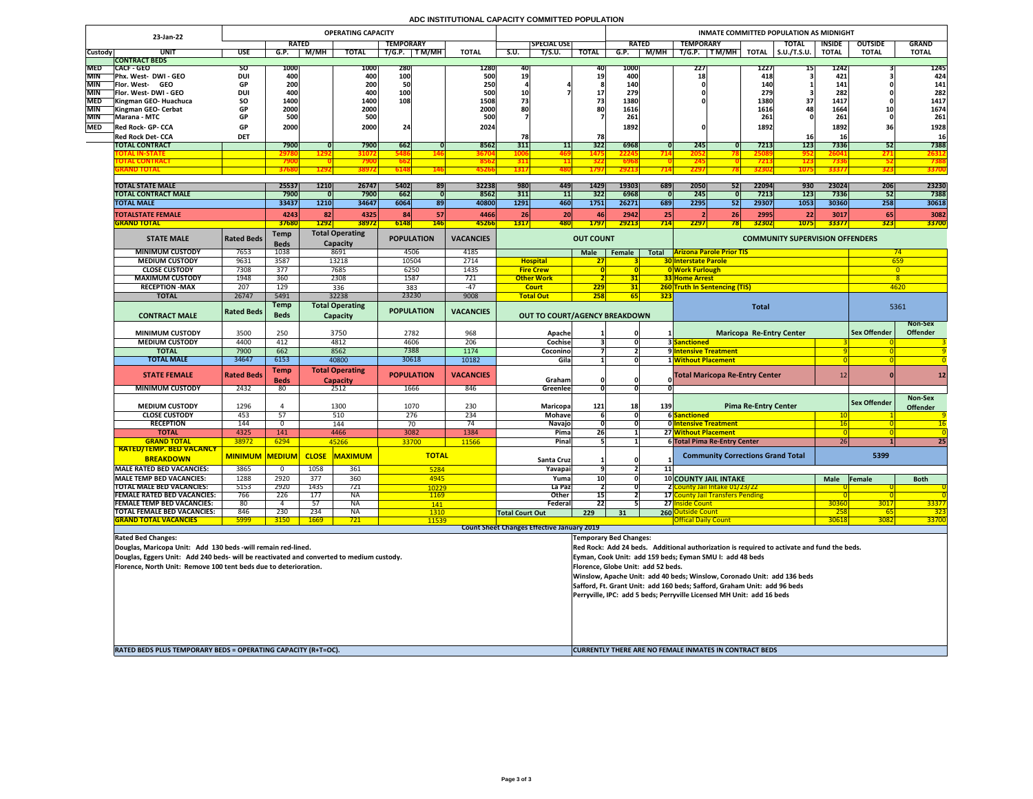# ADC INSTITUTIONAL CAPACITY COMMITTED POPULATION

| 23-Jan-22 | | | OPERATING CAPACITY | | | | | | | | | INMATE COMMITTED POPULATION AS MIDNIGHT | | | | | | | | | |
|---|---|---|---|---|---|---|---|---|---|---|---|---|---|---|---|---|---|---|---|---|---|
| | | | RATED | | | TEMPORARY | | | SPECIAL USE | | | RATED | | TEMPORARY | | | TOTAL | INSIDE | OUTSIDE | GRAND |
| Custody | UNIT | USE | G.P. | M/MH | TOTAL | T/G.P. | T M/MH | TOTAL | S.U. | T/S.U. | TOTAL | G.P. | M/MH | T/G.P. | T M/MH | TOTAL | S.U./T.S.U. | TOTAL | TOTAL | TOTAL |
| | CONTRACT BEDS | | | | | | | | | | | | | | | | | | | |
| MED | CACF - GEO | SO | 1000 | | 1000 | 280 | | 1280 | 40 | | 40 | 1000 | | 227 | | 1227 | 15 | 1242 | 3 | 1245 |
| MIN | Phx. West- DWI - GEO | DUI | 400 | | 400 | 100 | | 500 | 19 | | 19 | 400 | | 18 | | 418 | 3 | 421 | 3 | 424 |
| MIN | Flor. West- GEO | GP | 200 | | 200 | 50 | | 250 | 4 | 4 | 8 | 140 | | 0 | | 140 | 1 | 141 | 0 | 141 |
| MIN | Flor. West- DWI - GEO | DUI | 400 | | 400 | 100 | | 500 | 10 | 7 | 17 | 279 | | 0 | | 279 | 3 | 282 | 0 | 282 |
| MED | Kingman GEO- Huachuca | SO | 1400 | | 1400 | 108 | | 1508 | 73 | | 73 | 1380 | | 0 | | 1380 | 37 | 1417 | 0 | 1417 |
| MIN | Kingman GEO- Cerbat | GP | 2000 | | 2000 | | | 2000 | 80 | | 80 | 1616 | | | | 1616 | 48 | 1664 | 10 | 1674 |
| MIN | Marana - MTC | GP | 500 | | 500 | | | 500 | 7 | | 7 | 261 | | | | 261 | 0 | 261 | 0 | 261 |
| MED | Red Rock- GP- CCA | GP | 2000 | | 2000 | 24 | | 2024 | | | | 1892 | | 0 | | 1892 | | 1892 | 36 | 1928 |
| | Red Rock Det- CCA | DET | | | | | | | 78 | | 78 | | | | | | 16 | 16 | | 16 |
| | TOTAL CONTRACT | | 7900 | 0 | 7900 | 662 | 0 | 8562 | 311 | 11 | 322 | 6968 | 0 | 245 | 0 | 7213 | 123 | 7336 | 52 | 7388 |
| | TOTAL IN-STATE | | 29780 | 1292 | 31072 | 5486 | 146 | 36704 | 1006 | 469 | 1475 | 22245 | 714 | 2052 | 78 | 25089 | 952 | 26041 | 271 | 26312 |
| | TOTAL CONTRACT | | 7900 | 0 | 7900 | 662 | | 8562 | 311 | 11 | 322 | 6968 | 0 | 245 | 0 | 7213 | 123 | 7336 | 52 | 7388 |
| | GRAND TOTAL | | 37680 | 1292 | 38972 | 6148 | 146 | 45266 | 1317 | 480 | 1797 | 29213 | 714 | 2297 | 78 | 32302 | 1075 | 33377 | 323 | 33700 |
| | TOTAL STATE MALE | | 25537 | 1210 | 26747 | 5402 | 89 | 32238 | 980 | 449 | 1429 | 19303 | 689 | 2050 | 52 | 22094 | 930 | 23024 | 206 | 23230 |
| | TOTAL CONTRACT MALE | | 7900 | 0 | 7900 | 662 | 0 | 8562 | 311 | 11 | 322 | 6968 | 0 | 245 | 0 | 7213 | 123 | 7336 | 52 | 7388 |
| | TOTAL MALE | | 33437 | 1210 | 34647 | 6064 | 89 | 40800 | 1291 | 460 | 1751 | 26271 | 689 | 2295 | 52 | 29307 | 1053 | 30360 | 258 | 30618 |
| | TOTALSTATE FEMALE | | 4243 | 82 | 4325 | 84 | 57 | 4466 | 26 | 20 | 46 | 2942 | 25 | 2 | 26 | 2995 | 22 | 3017 | 65 | 3082 |
| | GRAND TOTAL | | 37680 | 1292 | 38972 | 6148 | 146 | 45266 | 1317 | 480 | 1797 | 29213 | 714 | 2297 | 78 | 32302 | 1075 | 33377 | 323 | 33700 |

| STATE MALE | Rated Beds | Temp Beds | Total Operating Capacity | POPULATION | VACANCIES |
|---|---|---|---|---|---|
| MINIMUM CUSTODY | 7653 | 1038 | 8691 | 4506 | 4185 |
| MEDIUM CUSTODY | 9631 | 3587 | 13218 | 10504 | 2714 |
| CLOSE CUSTODY | 7308 | 377 | 7685 | 6250 | 1435 |
| MAXIMUM CUSTODY | 1948 | 360 | 2308 | 1587 | 721 |
| RECEPTION -MAX | 207 | 129 | 336 | 383 | -47 |
| TOTAL | 26747 | 5491 | 32238 | 23230 | 9008 |

| CONTRACT MALE | Rated Beds | Temp Beds | Total Operating Capacity | POPULATION | VACANCIES |
|---|---|---|---|---|---|
| MINIMUM CUSTODY | 3500 | 250 | 3750 | 2782 | 968 |
| MEDIUM CUSTODY | 4400 | 412 | 4812 | 4606 | 206 |
| TOTAL | 7900 | 662 | 8562 | 7388 | 1174 |
| TOTAL MALE | 34647 | 6153 | 40800 | 30618 | 10182 |

| STATE FEMALE | Rated Beds | Temp Beds | Total Operating Capacity | POPULATION | VACANCIES |
|---|---|---|---|---|---|
| MINIMUM CUSTODY | 2432 | 80 | 2512 | 1666 | 846 |
| MEDIUM CUSTODY | 1296 | 4 | 1300 | 1070 | 230 |
| CLOSE CUSTODY | 453 | 57 | 510 | 276 | 234 |
| RECEPTION | 144 | 0 | 144 | 70 | 74 |
| TOTAL | 4325 | 141 | 4466 | 3082 | 1384 |
| GRAND TOTAL | 38972 | 6294 | 45266 | 33700 | 11566 |

| RATED/TEMP. BED VACANCY BREAKDOWN | MINIMUM | MEDIUM | CLOSE | MAXIMUM | TOTAL |
|---|---|---|---|---|---|
| MALE RATED BED VACANCIES: | 3865 | 0 | 1058 | 361 | 5284 |
| MALE TEMP BED VACANCIES: | 1288 | 2920 | 377 | 360 | 4945 |
| TOTAL MALE BED VACANCIES: | 5153 | 2920 | 1435 | 721 | 10229 |
| FEMALE RATED BED VACANCIES: | 766 | 226 | 177 | NA | 1169 |
| FEMALE TEMP BED VACANCIES: | 80 | 4 | 57 | NA | 141 |
| TOTAL FEMALE BED VACANCIES: | 846 | 230 | 234 | NA | 1310 |
| GRAND TOTAL VACANCIES | 5999 | 3150 | 1669 | 721 | 11539 |

| OUT COUNT | Male | Female | Total |
|---|---|---|---|
| Hospital | 27 | 3 | 30 |
| Fire Crew | 0 | 0 | 0 |
| Other Work | 2 | 31 | 33 |
| Court | 229 | 31 | 260 |
| Total Out | 258 | 65 | 323 |

| OUT TO COURT/AGENCY BREAKDOWN | | | |
|---|---|---|---|
| Apache | 1 | 0 | 1 |
| Cochise | 3 | 0 | 3 |
| Coconino | 7 | 2 | 9 |
| Gila | 1 | 0 | 1 |
| Graham | 0 | 0 | 0 |
| Greenlee | 0 | 0 | 0 |
| Maricopa | 121 | 18 | 139 |
| Mohave | 6 | 0 | 6 |
| Navajo | 0 | 0 | 0 |
| Pima | 26 | 1 | 27 |
| Pinal | 5 | 1 | 6 |
| Santa Cruz | 1 | 0 | 1 |
| Yavapai | 9 | 2 | 11 |
| Yuma | 10 | 0 | 10 |
| La Paz | 2 | 0 | 2 |
| Other | 15 | 2 | 17 |
| Federal | 22 | 5 | 27 |
| Total Court Out | 229 | 31 | 260 |

| COMMUNITY SUPERVISION OFFENDERS | |
|---|---|
| Arizona Parole Prior TIS | 74 |
| Interstate Parole | 659 |
| Work Furlough | 0 |
| Home Arrest | 8 |
| Truth In Sentencing (TIS) | 4620 |
| Total | 5361 |

| Maricopa Re-Entry Center | | Sex Offender | Non-Sex Offender |
|---|---|---|---|
| Sanctioned | 3 | 0 | 3 |
| Intensive Treatment | 9 | 0 | 9 |
| Without Placement | 0 | 0 | 0 |
| Total Maricopa Re-Entry Center | 12 | 0 | 12 |

| Pima Re-Entry Center | | Sex Offender | Non-Sex Offender |
|---|---|---|---|
| Sanctioned | 10 | 1 | 9 |
| Intensive Treatment | 16 | 0 | 16 |
| Without Placement | 0 | 0 | 0 |
| Total Pima Re-Entry Center | 26 | 1 | 25 |

| Community Corrections Grand Total | 5399 |
|---|---|

| COUNTY JAIL INTAKE | Male | Female | Both |
|---|---|---|---|
| County Jail Intake 01/23/22 | 0 | 0 | 0 |
| County Jail Transfers Pending | 0 | 0 | 0 |
| Inside Count | 30360 | 3017 | 33377 |
| Outside Count | 258 | 65 | 323 |
| Offical Daily Count | 30618 | 3082 | 33700 |

Count Sheet Changes Effective January 2019

**Rated Bed Changes:**

Douglas, Maricopa Unit: Add 130 beds -will remain red-lined.

Douglas, Eggers Unit: Add 240 beds- will be reactivated and converted to medium custody.

Florence, North Unit: Remove 100 tent beds due to deterioration.

**Temporary Bed Changes:**

Red Rock: Add 24 beds. Additional authorization is required to activate and fund the beds.

Eyman, Cook Unit: add 159 beds; Eyman SMU I: add 48 beds

Florence, Globe Unit: add 52 beds.

Winslow, Apache Unit: add 40 beds; Winslow, Coronado Unit: add 136 beds

Safford, Ft. Grant Unit: add 160 beds; Safford, Graham Unit: add 96 beds

Perryville, IPC: add 5 beds; Perryville Licensed MH Unit: add 16 beds

RATED BEDS PLUS TEMPORARY BEDS = OPERATING CAPACITY (R+T=OC).

CURRENTLY THERE ARE NO FEMALE INMATES IN CONTRACT BEDS